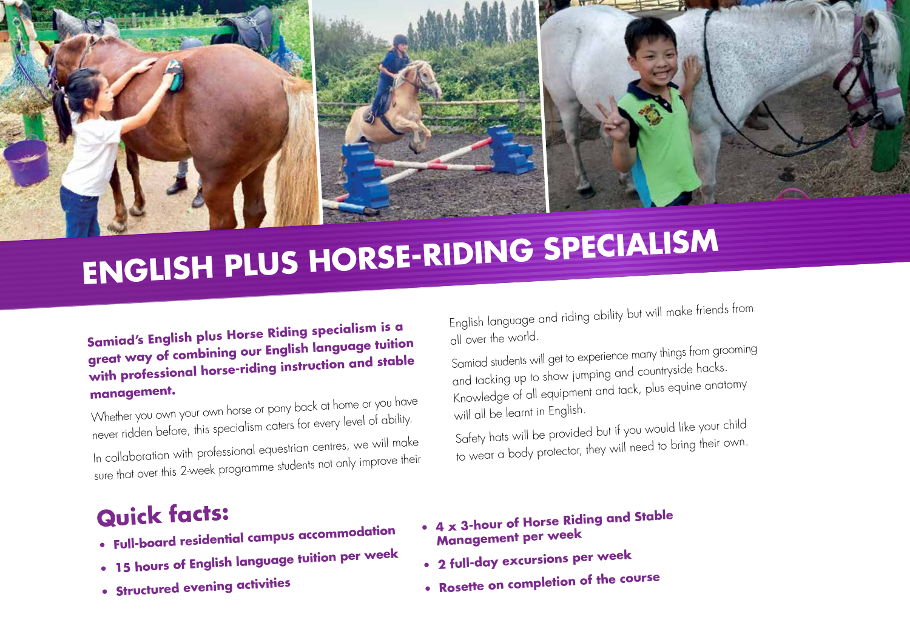# ENGLISH PLUS HORSE-RIDING SPECIALISM

**Samiad's English plus Horse Riding specialism is a great way of combining our English language tuition with professional horse-riding instruction and stable management.**

Whether you own your own horse or pony back at home or you have never ridden before, this specialism caters for every level of ability.

In collaboration with professional equestrian centres, we will make sure that over this 2-week programme students not only improve their English language and riding ability but will make friends from all over the world.

Samiad students will get to experience many things from grooming and tacking up to show jumping and countryside hacks. Knowledge of all equipment and tack, plus equine anatomy will all be learnt in English.

Safety hats will be provided but if you would like your child to wear a body protector, they will need to bring their own.

## Quick facts:

- **Full-board residential campus accommodation**
- **15 hours of English language tuition per week**
- **Structured evening activities**
- **4 x 3-hour of Horse Riding and Stable Management per week**
- **2 full-day excursions per week**
- **Rosette on completion of the course**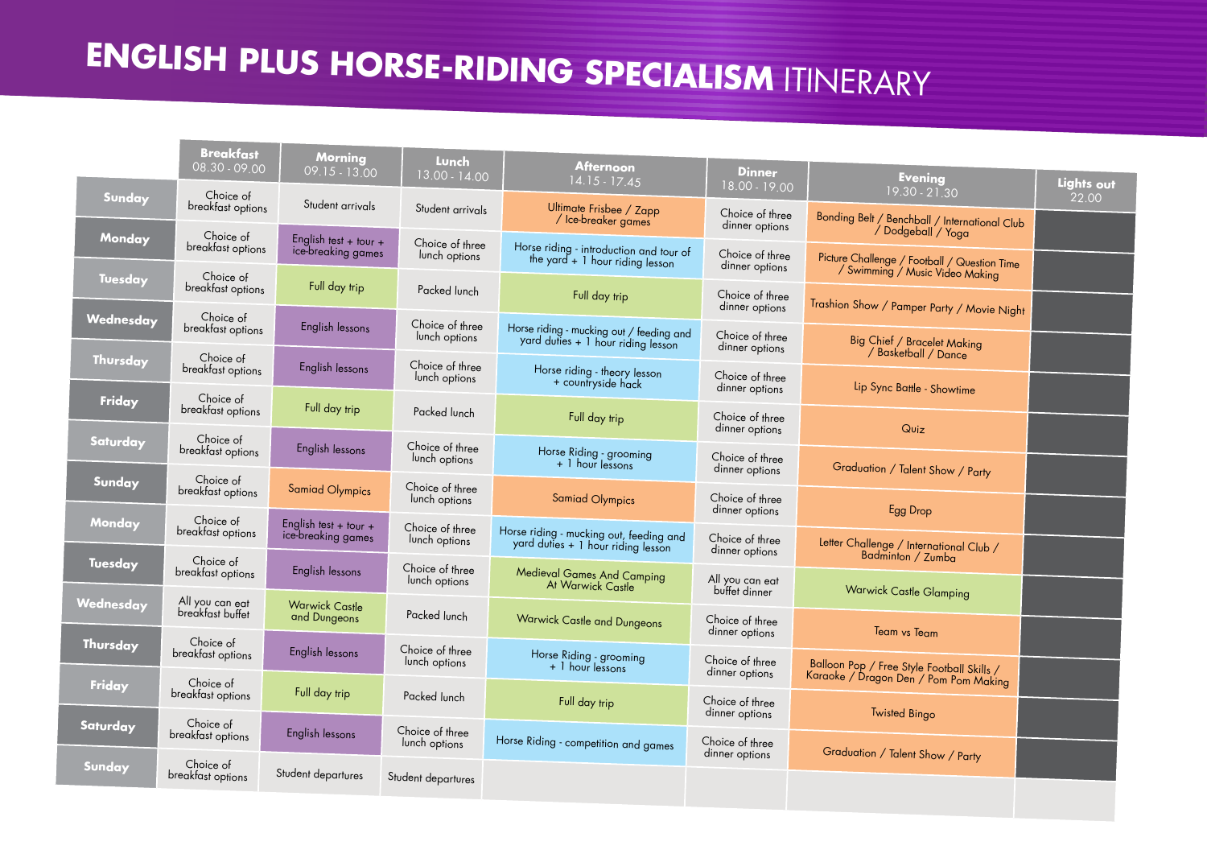# ENGLISH PLUS HORSE-RIDING SPECIALISM ITINERARY

| | Breakfast 08.30 - 09.00 | Morning 09.15 - 13.00 | Lunch 13.00 - 14.00 | Afternoon 14.15 - 17.45 | Dinner 18.00 - 19.00 | Evening 19.30 - 21.30 | Lights out 22.00 |
|---|---|---|---|---|---|---|---|
| Sunday | Choice of breakfast options | Student arrivals | Student arrivals | Ultimate Frisbee / Zapp / Ice-breaker games | Choice of three dinner options | Bonding Belt / Benchball / International Club / Dodgeball / Yoga | |
| Monday | Choice of breakfast options | English test + tour + ice-breaking games | Choice of three lunch options | Horse riding - introduction and tour of the yard + 1 hour riding lesson | Choice of three dinner options | Picture Challenge / Football / Question Time / Swimming / Music Video Making | |
| Tuesday | Choice of breakfast options | Full day trip | Packed lunch | Full day trip | Choice of three dinner options | Trashion Show / Pamper Party / Movie Night | |
| Wednesday | Choice of breakfast options | English lessons | Choice of three lunch options | Horse riding - mucking out / feeding and yard duties + 1 hour riding lesson | Choice of three dinner options | Big Chief / Bracelet Making / Basketball / Dance | |
| Thursday | Choice of breakfast options | English lessons | Choice of three lunch options | Horse riding - theory lesson + countryside hack | Choice of three dinner options | Lip Sync Battle - Showtime | |
| Friday | Choice of breakfast options | Full day trip | Packed lunch | Full day trip | Choice of three dinner options | Quiz | |
| Saturday | Choice of breakfast options | English lessons | Choice of three lunch options | Horse Riding - grooming + 1 hour lessons | Choice of three dinner options | Graduation / Talent Show / Party | |
| Sunday | Choice of breakfast options | Samiad Olympics | Choice of three lunch options | Samiad Olympics | Choice of three dinner options | Egg Drop | |
| Monday | Choice of breakfast options | English test + tour + ice-breaking games | Choice of three lunch options | Horse riding - mucking out, feeding and yard duties + 1 hour riding lesson | Choice of three dinner options | Letter Challenge / International Club / Badminton / Zumba | |
| Tuesday | Choice of breakfast options | English lessons | Choice of three lunch options | Medieval Games And Camping At Warwick Castle | All you can eat buffet dinner | Warwick Castle Glamping | |
| Wednesday | All you can eat breakfast buffet | Warwick Castle and Dungeons | Packed lunch | Warwick Castle and Dungeons | Choice of three dinner options | Team vs Team | |
| Thursday | Choice of breakfast options | English lessons | Choice of three lunch options | Horse Riding - grooming + 1 hour lessons | Choice of three dinner options | Balloon Pop / Free Style Football Skills / Karaoke / Dragon Den / Pom Pom Making | |
| Friday | Choice of breakfast options | Full day trip | Packed lunch | Full day trip | Choice of three dinner options | Twisted Bingo | |
| Saturday | Choice of breakfast options | English lessons | Choice of three lunch options | Horse Riding - competition and games | Choice of three dinner options | Graduation / Talent Show / Party | |
| Sunday | Choice of breakfast options | Student departures | Student departures | | | | |